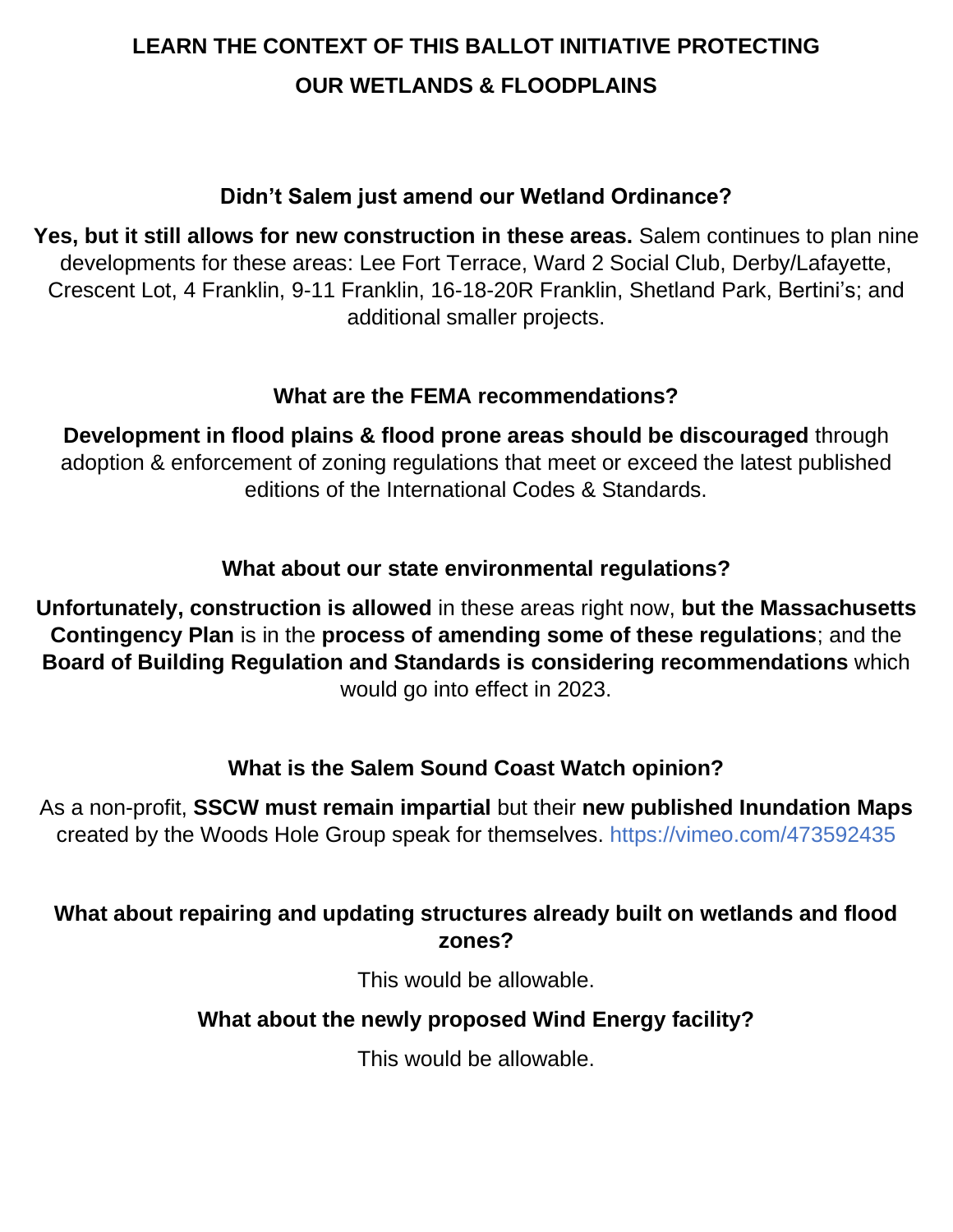# LEARN THE CONTEXT OF THIS BALLOT INITIATIVE PROTECTING OUR WETLANDS & FLOODPLAINS

### Didn't Salem just amend our Wetland Ordinance?

**Yes, but it still allows for new construction in these areas.** Salem continues to plan nine developments for these areas: Lee Fort Terrace, Ward 2 Social Club, Derby/Lafayette, Crescent Lot, 4 Franklin, 9-11 Franklin, 16-18-20R Franklin, Shetland Park, Bertini's; and additional smaller projects.

### What are the FEMA recommendations?

**Development in flood plains & flood prone areas should be discouraged** through adoption & enforcement of zoning regulations that meet or exceed the latest published editions of the International Codes & Standards.

### What about our state environmental regulations?

**Unfortunately, construction is allowed** in these areas right now, **but the Massachusetts Contingency Plan** is in the **process of amending some of these regulations**; and the **Board of Building Regulation and Standards is considering recommendations** which would go into effect in 2023.

### What is the Salem Sound Coast Watch opinion?

As a non-profit, **SSCW must remain impartial** but their **new published Inundation Maps** created by the Woods Hole Group speak for themselves. https://vimeo.com/473592435

### What about repairing and updating structures already built on wetlands and flood zones?

This would be allowable.

### What about the newly proposed Wind Energy facility?

This would be allowable.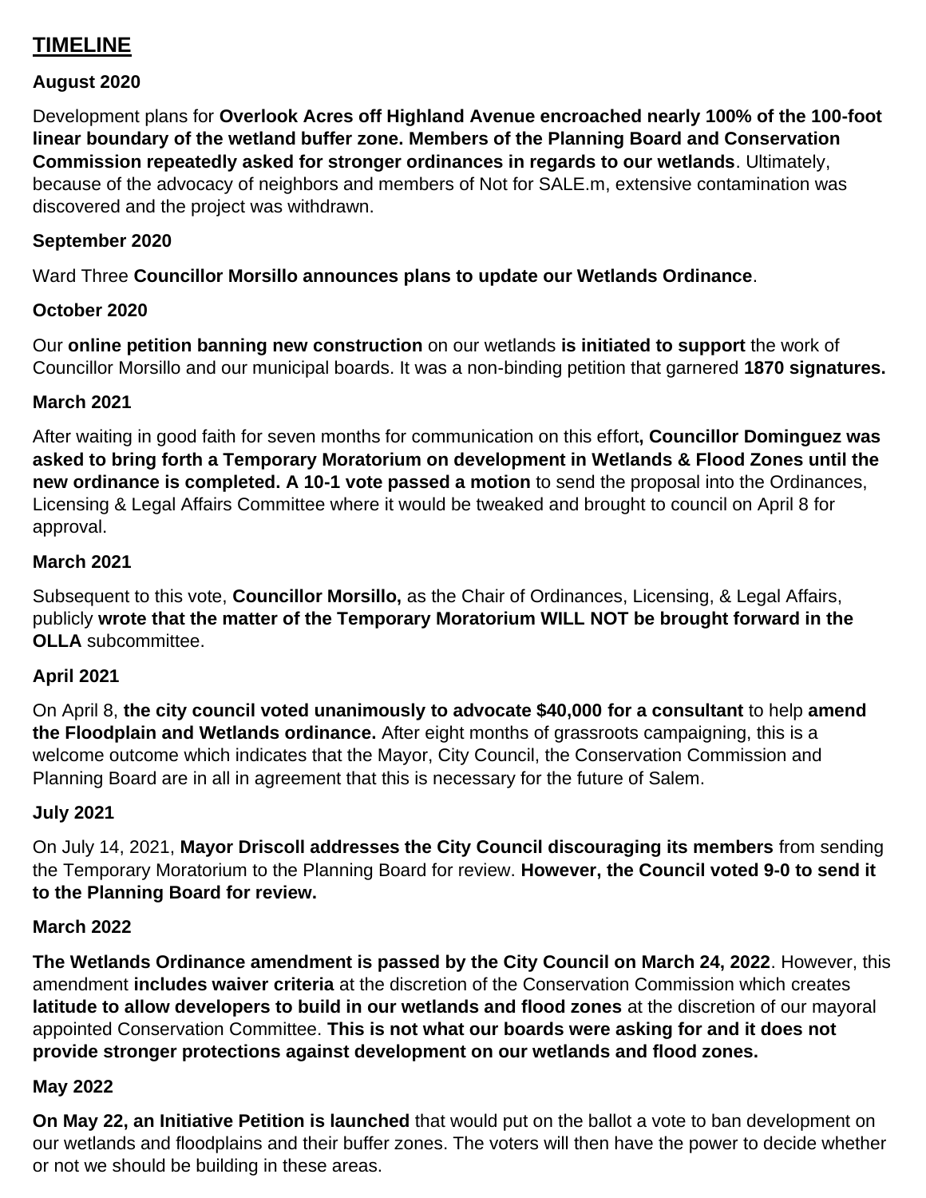## TIMELINE

**August 2020**

Development plans for **Overlook Acres off Highland Avenue encroached nearly 100% of the 100-foot linear boundary of the wetland buffer zone. Members of the Planning Board and Conservation Commission repeatedly asked for stronger ordinances in regards to our wetlands**. Ultimately, because of the advocacy of neighbors and members of Not for SALE.m, extensive contamination was discovered and the project was withdrawn.

**September 2020**

Ward Three **Councillor Morsillo announces plans to update our Wetlands Ordinance**.

**October 2020**

Our **online petition banning new construction** on our wetlands **is initiated to support** the work of Councillor Morsillo and our municipal boards. It was a non-binding petition that garnered **1870 signatures.**

**March 2021**

After waiting in good faith for seven months for communication on this effort**, Councillor Dominguez was asked to bring forth a Temporary Moratorium on development in Wetlands & Flood Zones until the new ordinance is completed. A 10-1 vote passed a motion** to send the proposal into the Ordinances, Licensing & Legal Affairs Committee where it would be tweaked and brought to council on April 8 for approval.

**March 2021**

Subsequent to this vote, **Councillor Morsillo,** as the Chair of Ordinances, Licensing, & Legal Affairs, publicly **wrote that the matter of the Temporary Moratorium WILL NOT be brought forward in the OLLA** subcommittee.

**April 2021**

On April 8, **the city council voted unanimously to advocate $40,000 for a consultant** to help **amend the Floodplain and Wetlands ordinance.** After eight months of grassroots campaigning, this is a welcome outcome which indicates that the Mayor, City Council, the Conservation Commission and Planning Board are in all in agreement that this is necessary for the future of Salem.

**July 2021**

On July 14, 2021, **Mayor Driscoll addresses the City Council discouraging its members** from sending the Temporary Moratorium to the Planning Board for review. **However, the Council voted 9-0 to send it to the Planning Board for review.**

**March 2022**

**The Wetlands Ordinance amendment is passed by the City Council on March 24, 2022**. However, this amendment **includes waiver criteria** at the discretion of the Conservation Commission which creates **latitude to allow developers to build in our wetlands and flood zones** at the discretion of our mayoral appointed Conservation Committee. **This is not what our boards were asking for and it does not provide stronger protections against development on our wetlands and flood zones.**

**May 2022**

**On May 22, an Initiative Petition is launched** that would put on the ballot a vote to ban development on our wetlands and floodplains and their buffer zones. The voters will then have the power to decide whether or not we should be building in these areas.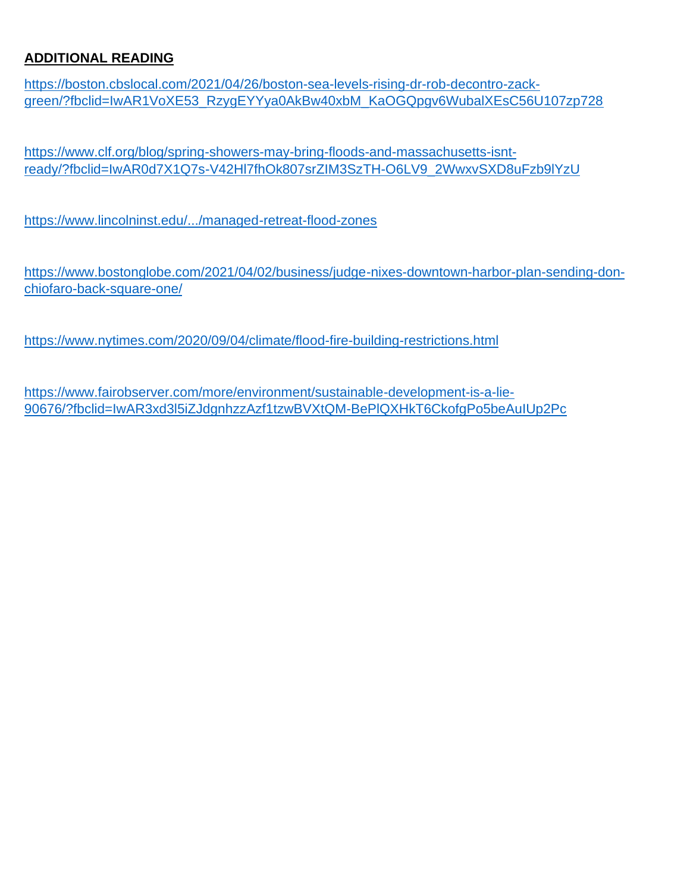**ADDITIONAL READING**

https://boston.cbslocal.com/2021/04/26/boston-sea-levels-rising-dr-rob-decontro-zack-green/?fbclid=IwAR1VoXE53_RzygEYYya0AkBw40xbM_KaOGQpgv6WubaIXEsC56U107zp728

https://www.clf.org/blog/spring-showers-may-bring-floods-and-massachusetts-isnt-ready/?fbclid=IwAR0d7X1Q7s-V42Hl7fhOk807srZIM3SzTH-O6LV9_2WwxvSXD8uFzb9lYzU

https://www.lincolninst.edu/.../managed-retreat-flood-zones

https://www.bostonglobe.com/2021/04/02/business/judge-nixes-downtown-harbor-plan-sending-don-chiofaro-back-square-one/

https://www.nytimes.com/2020/09/04/climate/flood-fire-building-restrictions.html

https://www.fairobserver.com/more/environment/sustainable-development-is-a-lie-90676/?fbclid=IwAR3xd3l5iZJdgnhzzAzf1tzwBVXtQM-BePlQXHkT6CkofgPo5beAuIUp2Pc